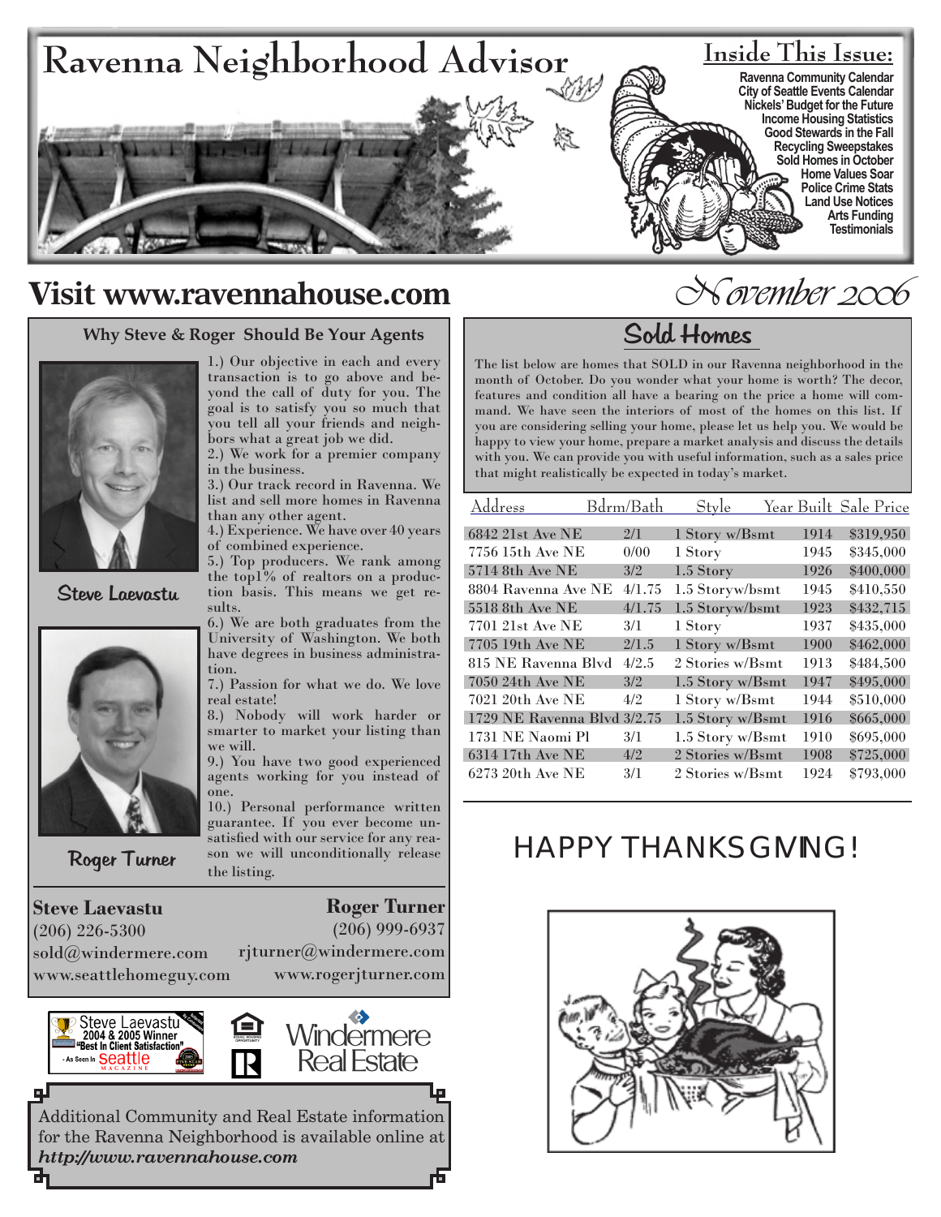# Ravenna Neighborhood Advisor

## Inside This Issue:

- Ravenna Community Calendar
- City of Seattle Events Calendar
- Nickels' Budget for the Future
- Income Housing Statistics
- Good Stewards in the Fall
- Recycling Sweepstakes
- Sold Homes in October
- Home Values Soar
- Police Crime Stats
- Land Use Notices
- Arts Funding
- Testimonials

## Visit www.ravennahouse.com

*November 2006*

### Why Steve & Roger Should Be Your Agents

Steve Laevastu

Roger Turner

1.) Our objective in each and every transaction is to go above and beyond the call of duty for you. The goal is to satisfy you so much that you tell all your friends and neighbors what a great job we did.
2.) We work for a premier company in the business.
3.) Our track record in Ravenna. We list and sell more homes in Ravenna than any other agent.
4.) Experience. We have over 40 years of combined experience.
5.) Top producers. We rank among the top1% of realtors on a production basis. This means we get results.
6.) We are both graduates from the University of Washington. We both have degrees in business administration.
7.) Passion for what we do. We love real estate!
8.) Nobody will work harder or smarter to market your listing than we will.
9.) You have two good experienced agents working for you instead of one.
10.) Personal performance written guarantee. If you ever become unsatisfied with our service for any reason we will unconditionally release the listing.

**Steve Laevastu**
(206) 226-5300
sold@windermere.com
www.seattlehomeguy.com

**Roger Turner**
(206) 999-6937
rjturner@windermere.com
www.rogerjturner.com

Steve Laevastu 2004 & 2005 Winner "Best In Client Satisfaction" - As Seen In Seattle Magazine

Windermere Real Estate

Additional Community and Real Estate information for the Ravenna Neighborhood is available online at ***http://www.ravennahouse.com***

### Sold Homes

The list below are homes that SOLD in our Ravenna neighborhood in the month of October. Do you wonder what your home is worth? The decor, features and condition all have a bearing on the price a home will command. We have seen the interiors of most of the homes on this list. If you are considering selling your home, please let us help you. We would be happy to view your home, prepare a market analysis and discuss the details with you. We can provide you with useful information, such as a sales price that might realistically be expected in today's market.

| Address | Bdrm/Bath | Style | Year Built | Sale Price |
|---|---|---|---|---|
| 6842 21st Ave NE | 2/1 | 1 Story w/Bsmt | 1914 | $319,950 |
| 7756 15th Ave NE | 0/00 | 1 Story | 1945 | $345,000 |
| 5714 8th Ave NE | 3/2 | 1.5 Story | 1926 | $400,000 |
| 8804 Ravenna Ave NE | 4/1.75 | 1.5 Storyw/bsmt | 1945 | $410,550 |
| 5518 8th Ave NE | 4/1.75 | 1.5 Storyw/bsmt | 1923 | $432,715 |
| 7701 21st Ave NE | 3/1 | 1 Story | 1937 | $435,000 |
| 7705 19th Ave NE | 2/1.5 | 1 Story w/Bsmt | 1900 | $462,000 |
| 815 NE Ravenna Blvd | 4/2.5 | 2 Stories w/Bsmt | 1913 | $484,500 |
| 7050 24th Ave NE | 3/2 | 1.5 Story w/Bsmt | 1947 | $495,000 |
| 7021 20th Ave NE | 4/2 | 1 Story w/Bsmt | 1944 | $510,000 |
| 1729 NE Ravenna Blvd | 3/2.75 | 1.5 Story w/Bsmt | 1916 | $665,000 |
| 1731 NE Naomi Pl | 3/1 | 1.5 Story w/Bsmt | 1910 | $695,000 |
| 6314 17th Ave NE | 4/2 | 2 Stories w/Bsmt | 1908 | $725,000 |
| 6273 20th Ave NE | 3/1 | 2 Stories w/Bsmt | 1924 | $793,000 |

## HAPPY THANKSGIVING!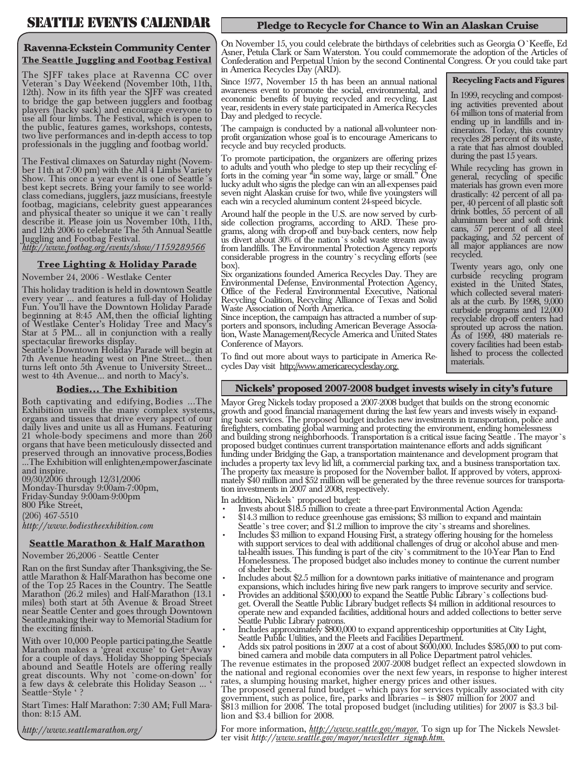# SEATTLE EVENTS CALENDAR

## Ravenna-Eckstein Community Center

### The Seattle Juggling and Footbag Festival

The SJFF takes place at Ravenna CC over Veteran`s Day Weekend (November 10th, 11th, 12th). Now in its fifth year the SJFF was created to bridge the gap between jugglers and footbag players (hacky sack) and encourage everyone to use all four limbs. The Festival, which is open to the public, features games, workshops, contests, two live performances and in-depth access to top professionals in the juggling and footbag world.

The Festival climaxes on Saturday night (November 11th at 7:00 pm) with the All 4 Limbs Variety Show. This once a year event is one of Seattle`s best kept secrets. Bring your family to see world-class comedians, jugglers, jazz musicians, freestyle footbag, magicians, celebrity guest appearances and physical theater so unique it we can`t really describe it. Please join us November 10th, 11th, and 12th 2006 to celebrate The 5th Annual Seattle Juggling and Footbag Festival.
*http://www.footbag.org/events/show/1159289566*

### Tree Lighting & Holiday Parade

November 24, 2006 - Westlake Center

This holiday tradition is held in downtown Seattle every year ... and features a full-day of Holiday Fun. You'll have the Downtown Holiday Parade beginning at 8:45 AM, then the official lighting of Westlake Center's Holiday Tree and Macy's Star at 5 PM... all in conjunction with a really spectacular fireworks display.
Seattle's Downtown Holiday Parade will begin at 7th Avenue heading west on Pine Street... then turns left onto 5th Avenue to University Street... west to 4th Avenue... and north to Macy's.

### Bodies... The Exhibition

Both captivating and edifying, Bodies ...The Exhibition unveils the many complex systems, organs and tissues that drive every aspect of our daily lives and unite us all as Humans. Featuring 21 whole-body specimens and more than 260 organs that have been meticulously dissected and preserved through an innovative process,Bodies ...The Exhibition will enlighten,empower,fascinate and inspire.
09/30/2006 through 12/31/2006
Monday-Thursday 9:00am-7:00pm,
Friday-Sunday 9:00am-9:00pm
800 Pike Street,
(206) 467-5510
*http://www.bodiestheexhibition.com*

### Seattle Marathon & Half Marathon

November 26,2006 - Seattle Center

Ran on the first Sunday after Thanksgiving, the Seattle Marathon & Half-Marathon has become one of the Top 25 Races in the Country. The Seattle Marathon (26.2 miles) and Half-Marathon (13.1 miles) both start at 5th Avenue & Broad Street near Seattle Center and goes through Downtown Seattle,making their way to Memorial Stadium for the exciting finish.

With over 10,000 People participating,the Seattle Marathon makes a 'great excuse' to Get~Away for a couple of days. Holiday Shopping Specials abound and Seattle Hotels are offering really great discounts. Why not `come-on-down' for a few days & celebrate this Holiday Season ... ' Seattle~Style ' ?

Start Times: Half Marathon: 7:30 AM; Full Marathon: 8:15 AM.

*http://www.seattlemarathon.org/*

## Pledge to Recycle for Chance to Win an Alaskan Cruise

On November 15, you could celebrate the birthdays of celebrities such as Georgia O`Keeffe, Ed Asner, Petula Clark or Sam Waterston. You could commemorate the adoption of the Articles of Confederation and Perpetual Union by the second Continental Congress. Or you could take part in America Recycles Day (ARD).

Since 1977, November 15 th has been an annual national awareness event to promote the social, environmental, and economic benefits of buying recycled and recycling. Last year, residents in every state participated in America Recycles Day and pledged to recycle.

The campaign is conducted by a national all-volunteer non-profit organization whose goal is to encourage Americans to recycle and buy recycled products.

To promote participation, the organizers are offering prizes to adults and youth who pledge to step up their recycling efforts in the coming year "in some way, large or small." One lucky adult who signs the pledge can win an all-expenses paid seven night Alaskan cruise for two, while five youngsters will each win a recycled aluminum content 24-speed bicycle.

Around half the people in the U.S. are now served by curbside collection programs, according to ARD. These programs, along with drop-off and buy-back centers, now help us divert about 30% of the nation`s solid waste stream away from landfills. The Environmental Protection Agency reports considerable progress in the country`s recycling efforts (see box).
Six organizations founded America Recycles Day. They are Environmental Defense, Environmental Protection Agency, Office of the Federal Environmental Executive, National Recycling Coalition, Recycling Alliance of Texas and Solid Waste Association of North America.
Since inception, the campaign has attracted a number of supporters and sponsors, including American Beverage Association, Waste Management/Recycle America and United States Conference of Mayors.

To find out more about ways to participate in America Recycles Day visit http://www.americarecyclesday.org.

### Recycling Facts and Figures

In 1999, recycling and composting activities prevented about 64 million tons of material from ending up in landfills and incinerators. Today, this country recycles 28 percent of its waste, a rate that has almost doubled during the past 15 years.

While recycling has grown in general, recycling of specific materials has grown even more drastically: 42 percent of all paper, 40 percent of all plastic soft drink bottles, 55 percent of all aluminum beer and soft drink cans, 57 percent of all steel packaging, and 52 percent of all major appliances are now recycled.

Twenty years ago, only one curbside recycling program existed in the United States, which collected several materials at the curb. By 1998, 9,000 curbside programs and 12,000 recyclable drop-off centers had sprouted up across the nation. As of 1999, 480 materials recovery facilities had been established to process the collected materials.

## Nickels' proposed 2007-2008 budget invests wisely in city's future

Mayor Greg Nickels today proposed a 2007-2008 budget that builds on the strong economic growth and good financial management during the last few years and invests wisely in expanding basic services. The proposed budget includes new investments in transportation, police and firefighters, combating global warming and protecting the environment, ending homelessness and building strong neighborhoods. Transportation is a critical issue facing Seattle . The mayor`s proposed budget continues current transportation maintenance efforts and adds significant funding under Bridging the Gap, a transportation maintenance and development program that includes a property tax levy lid lift, a commercial parking tax, and a business transportation tax. The property tax measure is proposed for the November ballot. If approved by voters, approximately $40 million and $52 million will be generated by the three revenue sources for transportation investments in 2007 and 2008, respectively.

In addition, Nickels` proposed budget:

- Invests about $18.5 million to create a three-part Environmental Action Agenda:
- $14.3 million to reduce greenhouse gas emissions; $3 million to expand and maintain Seattle`s tree cover; and $1.2 million to improve the city`s streams and shorelines.
- Includes $3 million to expand Housing First, a strategy offering housing for the homeless with support services to deal with additional challenges of drug or alcohol abuse and mental-health issues. This funding is part of the city`s commitment to the 10-Year Plan to End Homelessness. The proposed budget also includes money to continue the current number of shelter beds.
- Includes about $2.5 million for a downtown parks initiative of maintenance and program expansions, which includes hiring five new park rangers to improve security and service.
- Provides an additional $500,000 to expand the Seattle Public Library`s collections budget. Overall the Seattle Public Library budget reflects $4 million in additional resources to operate new and expanded facilities, additional hours and added collections to better serve Seattle Public Library patrons.
- Includes approximately $800,000 to expand apprenticeship opportunities at City Light, Seattle Public Utilities, and the Fleets and Facilities Department.
- Adds six patrol positions in 2007 at a cost of about $600,000. Includes $585,000 to put combined camera and mobile data computers in all Police Department patrol vehicles.

The revenue estimates in the proposed 2007-2008 budget reflect an expected slowdown in the national and regional economies over the next few years, in response to higher interest rates, a slumping housing market, higher energy prices and other issues.
The proposed general fund budget – which pays for services typically associated with city government, such as police, fire, parks and libraries – is $807 million for 2007 and $813 million for 2008. The total proposed budget (including utilities) for 2007 is $3.3 billion and $3.4 billion for 2008.

For more information, *http://www.seattle.gov/mayor.* To sign up for The Nickels Newsletter visit *http://www.seattle.gov/mayor/newsletter_signup.htm.*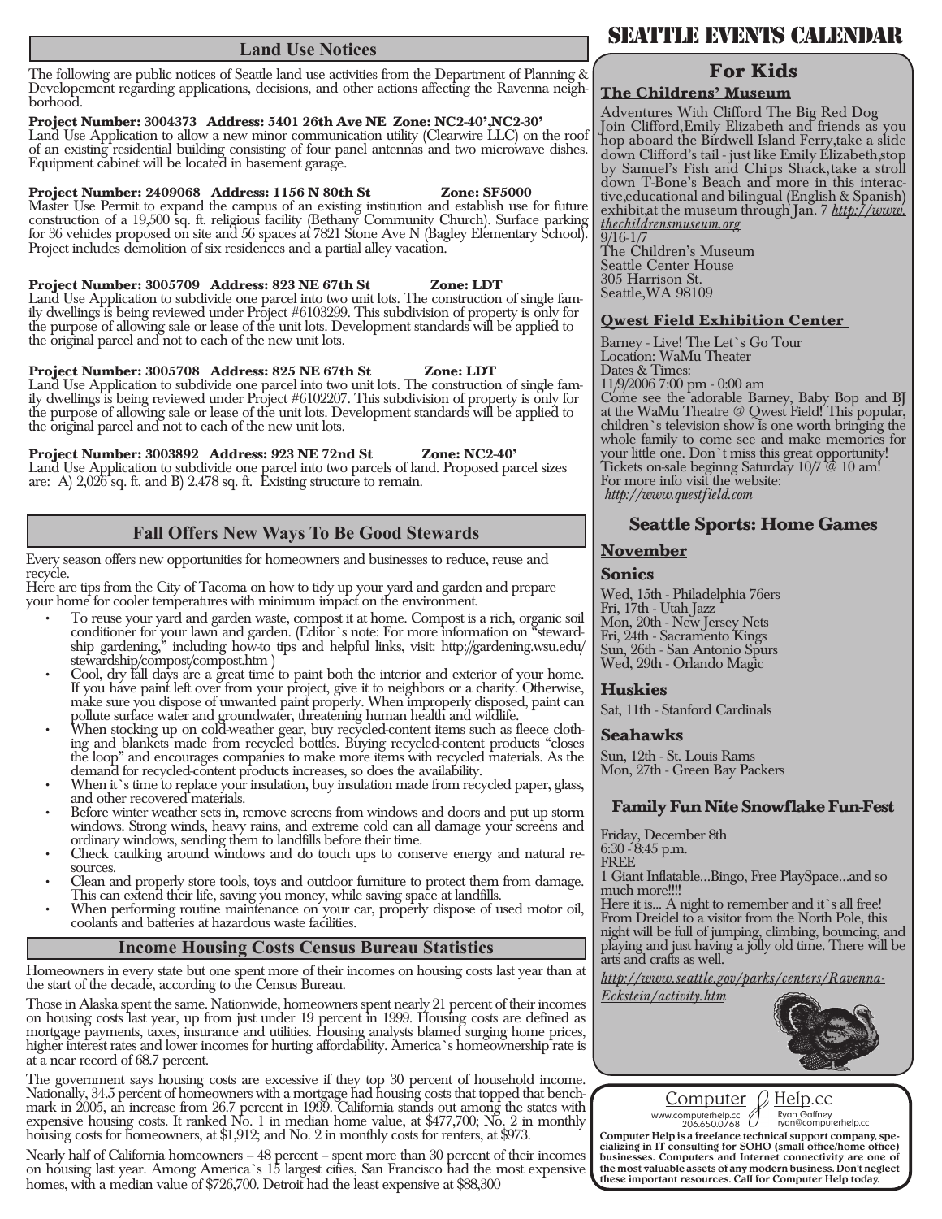## Land Use Notices

The following are public notices of Seattle land use activities from the Department of Planning & Developement regarding applications, decisions, and other actions affecting the Ravenna neighborhood.

**Project Number: 3004373 Address: 5401 26th Ave NE Zone: NC2-40',NC2-30'**
Land Use Application to allow a new minor communication utility (Clearwire LLC) on the roof of an existing residential building consisting of four panel antennas and two microwave dishes. Equipment cabinet will be located in basement garage.

**Project Number: 2409068 Address: 1156 N 80th St Zone: SF5000**
Master Use Permit to expand the campus of an existing institution and establish use for future construction of a 19,500 sq. ft. religious facility (Bethany Community Church). Surface parking for 36 vehicles proposed on site and 56 spaces at 7821 Stone Ave N (Bagley Elementary School). Project includes demolition of six residences and a partial alley vacation.

**Project Number: 3005709 Address: 823 NE 67th St Zone: LDT**
Land Use Application to subdivide one parcel into two unit lots. The construction of single family dwellings is being reviewed under Project #6103299. This subdivision of property is only for the purpose of allowing sale or lease of the unit lots. Development standards will be applied to the original parcel and not to each of the new unit lots.

**Project Number: 3005708 Address: 825 NE 67th St Zone: LDT**
Land Use Application to subdivide one parcel into two unit lots. The construction of single family dwellings is being reviewed under Project #6102207. This subdivision of property is only for the purpose of allowing sale or lease of the unit lots. Development standards will be applied to the original parcel and not to each of the new unit lots.

**Project Number: 3003892 Address: 923 NE 72nd St Zone: NC2-40'**
Land Use Application to subdivide one parcel into two parcels of land. Proposed parcel sizes are: A) 2,026 sq. ft. and B) 2,478 sq. ft. Existing structure to remain.

## Fall Offers New Ways To Be Good Stewards

Every season offers new opportunities for homeowners and businesses to reduce, reuse and recycle.
Here are tips from the City of Tacoma on how to tidy up your yard and garden and prepare your home for cooler temperatures with minimum impact on the environment.

- To reuse your yard and garden waste, compost it at home. Compost is a rich, organic soil conditioner for your lawn and garden. (Editor`s note: For more information on "stewardship gardening," including how-to tips and helpful links, visit: http://gardening.wsu.edu/stewardship/compost/compost.htm )
- Cool, dry fall days are a great time to paint both the interior and exterior of your home. If you have paint left over from your project, give it to neighbors or a charity. Otherwise, make sure you dispose of unwanted paint properly. When improperly disposed, paint can pollute surface water and groundwater, threatening human health and wildlife.
- When stocking up on cold-weather gear, buy recycled-content items such as fleece clothing and blankets made from recycled bottles. Buying recycled-content products "closes the loop" and encourages companies to make more items with recycled materials. As the demand for recycled-content products increases, so does the availability.
- When it`s time to replace your insulation, buy insulation made from recycled paper, glass, and other recovered materials.
- Before winter weather sets in, remove screens from windows and doors and put up storm windows. Strong winds, heavy rains, and extreme cold can all damage your screens and ordinary windows, sending them to landfills before their time.
- Check caulking around windows and do touch ups to conserve energy and natural resources.
- Clean and properly store tools, toys and outdoor furniture to protect them from damage. This can extend their life, saving you money, while saving space at landfills.
- When performing routine maintenance on your car, properly dispose of used motor oil, coolants and batteries at hazardous waste facilities.

## Income Housing Costs Census Bureau Statistics

Homeowners in every state but one spent more of their incomes on housing costs last year than at the start of the decade, according to the Census Bureau.

Those in Alaska spent the same. Nationwide, homeowners spent nearly 21 percent of their incomes on housing costs last year, up from just under 19 percent in 1999. Housing costs are defined as mortgage payments, taxes, insurance and utilities. Housing analysts blamed surging home prices, higher interest rates and lower incomes for hurting affordability. America`s homeownership rate is at a near record of 68.7 percent.

The government says housing costs are excessive if they top 30 percent of household income. Nationally, 34.5 percent of homeowners with a mortgage had housing costs that topped that benchmark in 2005, an increase from 26.7 percent in 1999. California stands out among the states with expensive housing costs. It ranked No. 1 in median home value, at $477,700; No. 2 in monthly housing costs for homeowners, at $1,912; and No. 2 in monthly costs for renters, at $973.

Nearly half of California homeowners – 48 percent – spent more than 30 percent of their incomes on housing last year. Among America`s 15 largest cities, San Francisco had the most expensive homes, with a median value of $726,700. Detroit had the least expensive at $88,300

# SEATTLE EVENTS CALENDAR

## For Kids

### The Childrens' Museum

Adventures With Clifford The Big Red Dog
Join Clifford,Emily Elizabeth and friends as you hop aboard the Birdwell Island Ferry,take a slide down Clifford's tail - just like Emily Elizabeth,stop by Samuel's Fish and Chips Shack,take a stroll down T-Bone's Beach and more in this interactive,educational and bilingual (English & Spanish) exhibit,at the museum through Jan. 7 *http://www.thechildrensmuseum.org*
9/16-1/7
The Children's Museum
Seattle Center House
305 Harrison St.
Seattle,WA 98109

### Qwest Field Exhibition Center

Barney - Live! The Let`s Go Tour
Location: WaMu Theater
Dates & Times:
11/9/2006 7:00 pm - 0:00 am
Come see the adorable Barney, Baby Bop and BJ at the WaMu Theatre @ Qwest Field! This popular, children`s television show is one worth bringing the whole family to come see and make memories for your little one. Don`t miss this great opportunity! Tickets on-sale beginng Saturday 10/7 @ 10 am!
For more info visit the website:
*http://www.questfield.com*

## Seattle Sports: Home Games

### November

#### Sonics

Wed, 15th - Philadelphia 76ers
Fri, 17th - Utah Jazz
Mon, 20th - New Jersey Nets
Fri, 24th - Sacramento Kings
Sun, 26th - San Antonio Spurs
Wed, 29th - Orlando Magic

#### Huskies

Sat, 11th - Stanford Cardinals

#### Seahawks

Sun, 12th - St. Louis Rams
Mon, 27th - Green Bay Packers

### Family Fun Nite Snowflake Fun-Fest

Friday, December 8th
6:30 - 8:45 p.m.
FREE
1 Giant Inflatable...Bingo, Free PlaySpace...and so much more!!!!
Here it is... A night to remember and it`s all free! From Dreidel to a visitor from the North Pole, this night will be full of jumping, climbing, bouncing, and playing and just having a jolly old time. There will be arts and crafts as well.

*http://www.seattle.gov/parks/centers/Ravenna-Eckstein/activity.htm*

Computer Help.cc
www.computerhelp.cc 206.650.0768
Ryan Gaffney ryan@computerhelp.cc

**Computer Help is a freelance technical support company, specializing in IT consulting for SOHO (small office/home office) businesses. Computers and Internet connectivity are one of the most valuable assets of any modern business. Don't neglect these important resources. Call for Computer Help today.**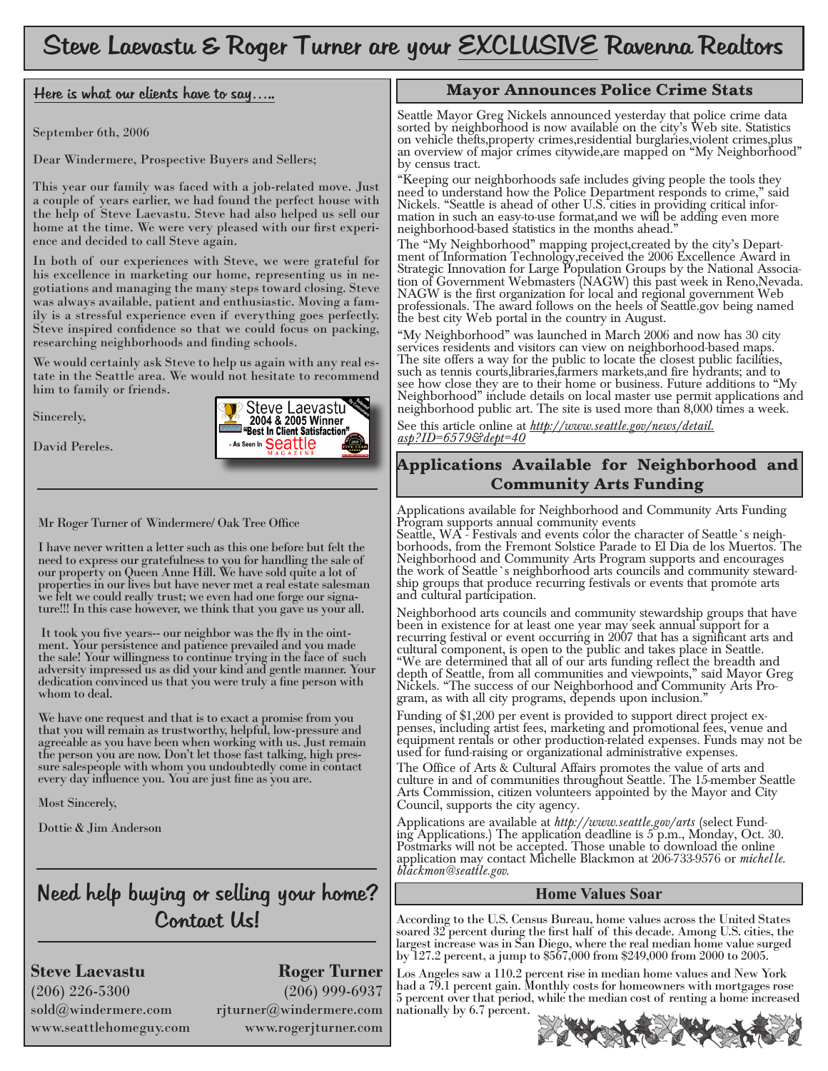# Steve Laevastu & Roger Turner are your EXCLUSIVE Ravenna Realtors

## Here is what our clients have to say…..

September 6th, 2006

Dear Windermere, Prospective Buyers and Sellers;

This year our family was faced with a job-related move. Just a couple of years earlier, we had found the perfect house with the help of Steve Laevastu. Steve had also helped us sell our home at the time. We were very pleased with our first experience and decided to call Steve again.

In both of our experiences with Steve, we were grateful for his excellence in marketing our home, representing us in negotiations and managing the many steps toward closing. Steve was always available, patient and enthusiastic. Moving a family is a stressful experience even if everything goes perfectly. Steve inspired confidence so that we could focus on packing, researching neighborhoods and finding schools.

We would certainly ask Steve to help us again with any real estate in the Seattle area. We would not hesitate to recommend him to family or friends.

Sincerely,

David Pereles.

Steve Laevastu
2004 & 2005 Winner
"Best In Client Satisfaction"
- As Seen In Seattle Magazine

---

Mr Roger Turner of Windermere/ Oak Tree Office

I have never written a letter such as this one before but felt the need to express our gratefulness to you for handling the sale of our property on Queen Anne Hill. We have sold quite a lot of properties in our lives but have never met a real estate salesman we felt we could really trust; we even had one forge our signature!!! In this case however, we think that you gave us your all.

It took you five years-- our neighbor was the fly in the ointment. Your persistence and patience prevailed and you made the sale! Your willingness to continue trying in the face of such adversity impressed us as did your kind and gentle manner. Your dedication convinced us that you were truly a fine person with whom to deal.

We have one request and that is to exact a promise from you that you will remain as trustworthy, helpful, low-pressure and agreeable as you have been when working with us. Just remain the person you are now. Don't let those fast talking, high pressure salespeople with whom you undoubtedly come in contact every day influence you. You are just fine as you are.

Most Sincerely,

Dottie & Jim Anderson

---

## Need help buying or selling your home? Contact Us!

**Steve Laevastu**
(206) 226-5300
sold@windermere.com
www.seattlehomeguy.com

**Roger Turner**
(206) 999-6937
rjturner@windermere.com
www.rogerjturner.com

## Mayor Announces Police Crime Stats

Seattle Mayor Greg Nickels announced yesterday that police crime data sorted by neighborhood is now available on the city's Web site. Statistics on vehicle thefts,property crimes,residential burglaries,violent crimes,plus an overview of major crimes citywide,are mapped on "My Neighborhood" by census tract.

"Keeping our neighborhoods safe includes giving people the tools they need to understand how the Police Department responds to crime," said Nickels. "Seattle is ahead of other U.S. cities in providing critical information in such an easy-to-use format,and we will be adding even more neighborhood-based statistics in the months ahead."

The "My Neighborhood" mapping project,created by the city's Department of Information Technology,received the 2006 Excellence Award in Strategic Innovation for Large Population Groups by the National Association of Government Webmasters (NAGW) this past week in Reno,Nevada. NAGW is the first organization for local and regional government Web professionals. The award follows on the heels of Seattle.gov being named the best city Web portal in the country in August.

"My Neighborhood" was launched in March 2006 and now has 30 city services residents and visitors can view on neighborhood-based maps. The site offers a way for the public to locate the closest public facilities, such as tennis courts,libraries,farmers markets,and fire hydrants; and to see how close they are to their home or business. Future additions to "My Neighborhood" include details on local master use permit applications and neighborhood public art. The site is used more than 8,000 times a week.

See this article online at *http://www.seattle.gov/news/detail.asp?ID=6579&dept=40*

## Applications Available for Neighborhood and Community Arts Funding

Applications available for Neighborhood and Community Arts Funding Program supports annual community events
Seattle, WA - Festivals and events color the character of Seattle`s neighborhoods, from the Fremont Solstice Parade to El Dia de los Muertos. The Neighborhood and Community Arts Program supports and encourages the work of Seattle`s neighborhood arts councils and community stewardship groups that produce recurring festivals or events that promote arts and cultural participation.

Neighborhood arts councils and community stewardship groups that have been in existence for at least one year may seek annual support for a recurring festival or event occurring in 2007 that has a significant arts and cultural component, is open to the public and takes place in Seattle. "We are determined that all of our arts funding reflect the breadth and depth of Seattle, from all communities and viewpoints," said Mayor Greg Nickels. "The success of our Neighborhood and Community Arts Program, as with all city programs, depends upon inclusion."

Funding of $1,200 per event is provided to support direct project expenses, including artist fees, marketing and promotional fees, venue and equipment rentals or other production-related expenses. Funds may not be used for fund-raising or organizational administrative expenses.

The Office of Arts & Cultural Affairs promotes the value of arts and culture in and of communities throughout Seattle. The 15-member Seattle Arts Commission, citizen volunteers appointed by the Mayor and City Council, supports the city agency.

Applications are available at *http://www.seattle.gov/arts* (select Funding Applications.) The application deadline is 5 p.m., Monday, Oct. 30. Postmarks will not be accepted. Those unable to download the online application may contact Michelle Blackmon at 206-733-9576 or *michelle.blackmon@seattle.gov.*

## Home Values Soar

According to the U.S. Census Bureau, home values across the United States soared 32 percent during the first half of this decade. Among U.S. cities, the largest increase was in San Diego, where the real median home value surged by 127.2 percent, a jump to $567,000 from $249,000 from 2000 to 2005.

Los Angeles saw a 110.2 percent rise in median home values and New York had a 79.1 percent gain. Monthly costs for homeowners with mortgages rose 5 percent over that period, while the median cost of renting a home increased nationally by 6.7 percent.